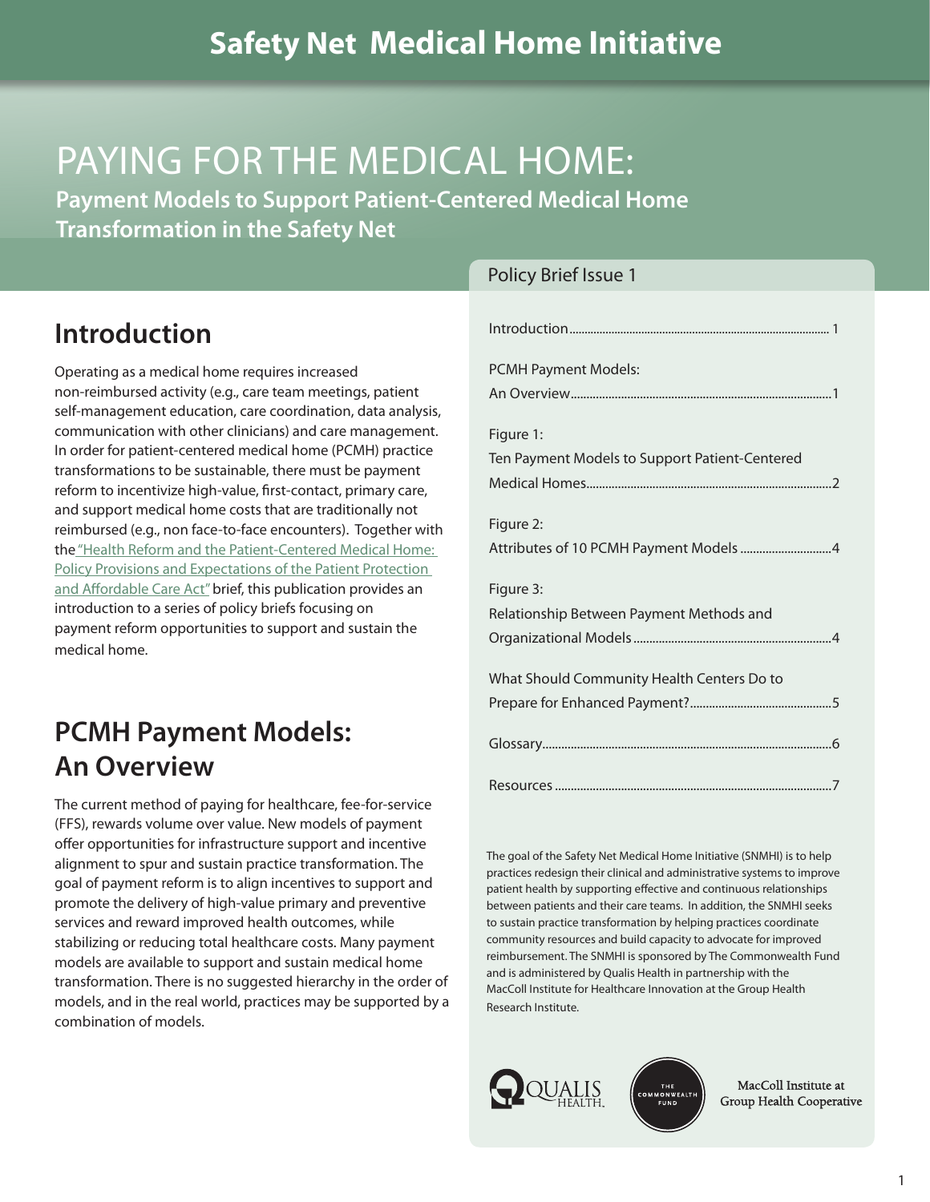# Safety Net Medical Home Initiative

# PAYING FOR THE MEDICAL HOME:

**Payment Models to Support Patient-Centered Medical Home Transformation in the Safety Net**

## Introduction

Operating as a medical home requires increased non-reimbursed activity (e.g., care team meetings, patient self-management education, care coordination, data analysis, communication with other clinicians) and care management. In order for patient-centered medical home (PCMH) practice transformations to be sustainable, there must be payment reform to incentivize high-value, first-contact, primary care, and support medical home costs that are traditionally not reimbursed (e.g., non face-to-face encounters). Together with the "Health Reform and the Patient-Centered Medical Home: Policy Provisions and Expectations of the Patient Protection and Affordable Care Act" brief, this publication provides an introduction to a series of policy briefs focusing on payment reform opportunities to support and sustain the medical home.

## PCMH Payment Models: An Overview

The current method of paying for healthcare, fee-for-service (FFS), rewards volume over value. New models of payment offer opportunities for infrastructure support and incentive alignment to spur and sustain practice transformation. The goal of payment reform is to align incentives to support and promote the delivery of high-value primary and preventive services and reward improved health outcomes, while stabilizing or reducing total healthcare costs. Many payment models are available to support and sustain medical home transformation. There is no suggested hierarchy in the order of models, and in the real world, practices may be supported by a combination of models.

Policy Brief Issue 1

| | |
|---|---|
| Introduction | 1 |
| PCMH Payment Models: An Overview | 1 |
| Figure 1: Ten Payment Models to Support Patient-Centered Medical Homes | 2 |
| Figure 2: Attributes of 10 PCMH Payment Models | 4 |
| Figure 3: Relationship Between Payment Methods and Organizational Models | 4 |
| What Should Community Health Centers Do to Prepare for Enhanced Payment? | 5 |
| Glossary | 6 |
| Resources | 7 |

The goal of the Safety Net Medical Home Initiative (SNMHI) is to help practices redesign their clinical and administrative systems to improve patient health by supporting effective and continuous relationships between patients and their care teams. In addition, the SNMHI seeks to sustain practice transformation by helping practices coordinate community resources and build capacity to advocate for improved reimbursement. The SNMHI is sponsored by The Commonwealth Fund and is administered by Qualis Health in partnership with the MacColl Institute for Healthcare Innovation at the Group Health Research Institute.

QUALIS HEALTH

THE COMMONWEALTH FUND

MacColl Institute at Group Health Cooperative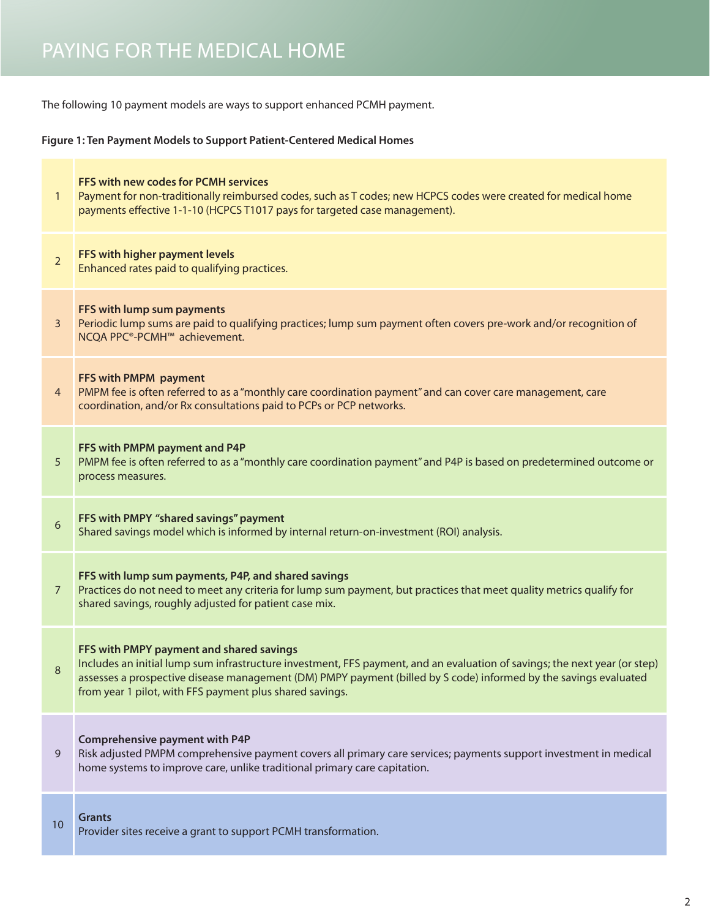# PAYING FOR THE MEDICAL HOME

The following 10 payment models are ways to support enhanced PCMH payment.

**Figure 1: Ten Payment Models to Support Patient-Centered Medical Homes**

| | |
|---|---|
| 1 | **FFS with new codes for PCMH services**<br>Payment for non-traditionally reimbursed codes, such as T codes; new HCPCS codes were created for medical home payments effective 1-1-10 (HCPCS T1017 pays for targeted case management). |
| 2 | **FFS with higher payment levels**<br>Enhanced rates paid to qualifying practices. |
| 3 | **FFS with lump sum payments**<br>Periodic lump sums are paid to qualifying practices; lump sum payment often covers pre-work and/or recognition of NCQA PPC®-PCMH™ achievement. |
| 4 | **FFS with PMPM payment**<br>PMPM fee is often referred to as a "monthly care coordination payment" and can cover care management, care coordination, and/or Rx consultations paid to PCPs or PCP networks. |
| 5 | **FFS with PMPM payment and P4P**<br>PMPM fee is often referred to as a "monthly care coordination payment" and P4P is based on predetermined outcome or process measures. |
| 6 | **FFS with PMPY "shared savings" payment**<br>Shared savings model which is informed by internal return-on-investment (ROI) analysis. |
| 7 | **FFS with lump sum payments, P4P, and shared savings**<br>Practices do not need to meet any criteria for lump sum payment, but practices that meet quality metrics qualify for shared savings, roughly adjusted for patient case mix. |
| 8 | **FFS with PMPY payment and shared savings**<br>Includes an initial lump sum infrastructure investment, FFS payment, and an evaluation of savings; the next year (or step) assesses a prospective disease management (DM) PMPY payment (billed by S code) informed by the savings evaluated from year 1 pilot, with FFS payment plus shared savings. |
| 9 | **Comprehensive payment with P4P**<br>Risk adjusted PMPM comprehensive payment covers all primary care services; payments support investment in medical home systems to improve care, unlike traditional primary care capitation. |
| 10 | **Grants**<br>Provider sites receive a grant to support PCMH transformation. |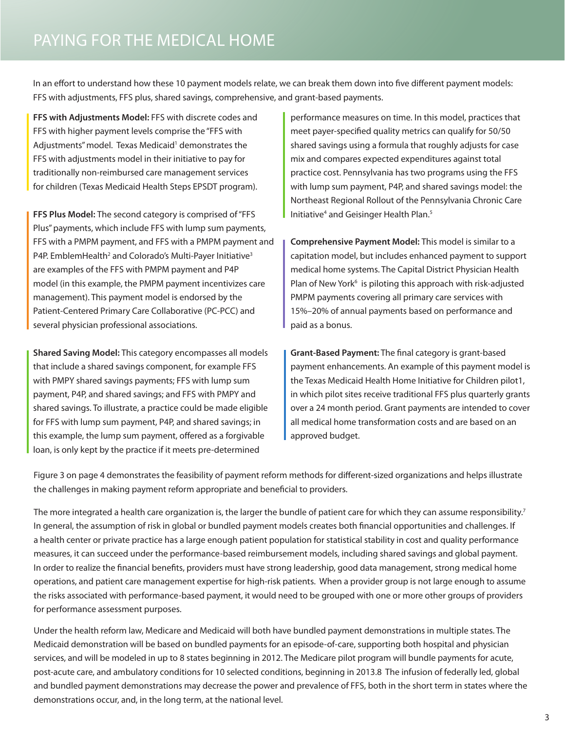# PAYING FOR THE MEDICAL HOME

In an effort to understand how these 10 payment models relate, we can break them down into five different payment models: FFS with adjustments, FFS plus, shared savings, comprehensive, and grant-based payments.

**FFS with Adjustments Model:** FFS with discrete codes and FFS with higher payment levels comprise the "FFS with Adjustments" model. Texas Medicaid[1] demonstrates the FFS with adjustments model in their initiative to pay for traditionally non-reimbursed care management services for children (Texas Medicaid Health Steps EPSDT program).

**FFS Plus Model:** The second category is comprised of "FFS Plus" payments, which include FFS with lump sum payments, FFS with a PMPM payment, and FFS with a PMPM payment and P4P. EmblemHealth[2] and Colorado's Multi-Payer Initiative[3] are examples of the FFS with PMPM payment and P4P model (in this example, the PMPM payment incentivizes care management). This payment model is endorsed by the Patient-Centered Primary Care Collaborative (PC-PCC) and several physician professional associations.

**Shared Saving Model:** This category encompasses all models that include a shared savings component, for example FFS with PMPY shared savings payments; FFS with lump sum payment, P4P, and shared savings; and FFS with PMPY and shared savings. To illustrate, a practice could be made eligible for FFS with lump sum payment, P4P, and shared savings; in this example, the lump sum payment, offered as a forgivable loan, is only kept by the practice if it meets pre-determined performance measures on time. In this model, practices that meet payer-specified quality metrics can qualify for 50/50 shared savings using a formula that roughly adjusts for case mix and compares expected expenditures against total practice cost. Pennsylvania has two programs using the FFS with lump sum payment, P4P, and shared savings model: the Northeast Regional Rollout of the Pennsylvania Chronic Care Initiative[4] and Geisinger Health Plan.[5]

**Comprehensive Payment Model:** This model is similar to a capitation model, but includes enhanced payment to support medical home systems. The Capital District Physician Health Plan of New York[6] is piloting this approach with risk-adjusted PMPM payments covering all primary care services with 15%–20% of annual payments based on performance and paid as a bonus.

**Grant-Based Payment:** The final category is grant-based payment enhancements. An example of this payment model is the Texas Medicaid Health Home Initiative for Children pilot1, in which pilot sites receive traditional FFS plus quarterly grants over a 24 month period. Grant payments are intended to cover all medical home transformation costs and are based on an approved budget.

Figure 3 on page 4 demonstrates the feasibility of payment reform methods for different-sized organizations and helps illustrate the challenges in making payment reform appropriate and beneficial to providers.

The more integrated a health care organization is, the larger the bundle of patient care for which they can assume responsibility.[7] In general, the assumption of risk in global or bundled payment models creates both financial opportunities and challenges. If a health center or private practice has a large enough patient population for statistical stability in cost and quality performance measures, it can succeed under the performance-based reimbursement models, including shared savings and global payment. In order to realize the financial benefits, providers must have strong leadership, good data management, strong medical home operations, and patient care management expertise for high-risk patients. When a provider group is not large enough to assume the risks associated with performance-based payment, it would need to be grouped with one or more other groups of providers for performance assessment purposes.

Under the health reform law, Medicare and Medicaid will both have bundled payment demonstrations in multiple states. The Medicaid demonstration will be based on bundled payments for an episode-of-care, supporting both hospital and physician services, and will be modeled in up to 8 states beginning in 2012. The Medicare pilot program will bundle payments for acute, post-acute care, and ambulatory conditions for 10 selected conditions, beginning in 2013.8 The infusion of federally led, global and bundled payment demonstrations may decrease the power and prevalence of FFS, both in the short term in states where the demonstrations occur, and, in the long term, at the national level.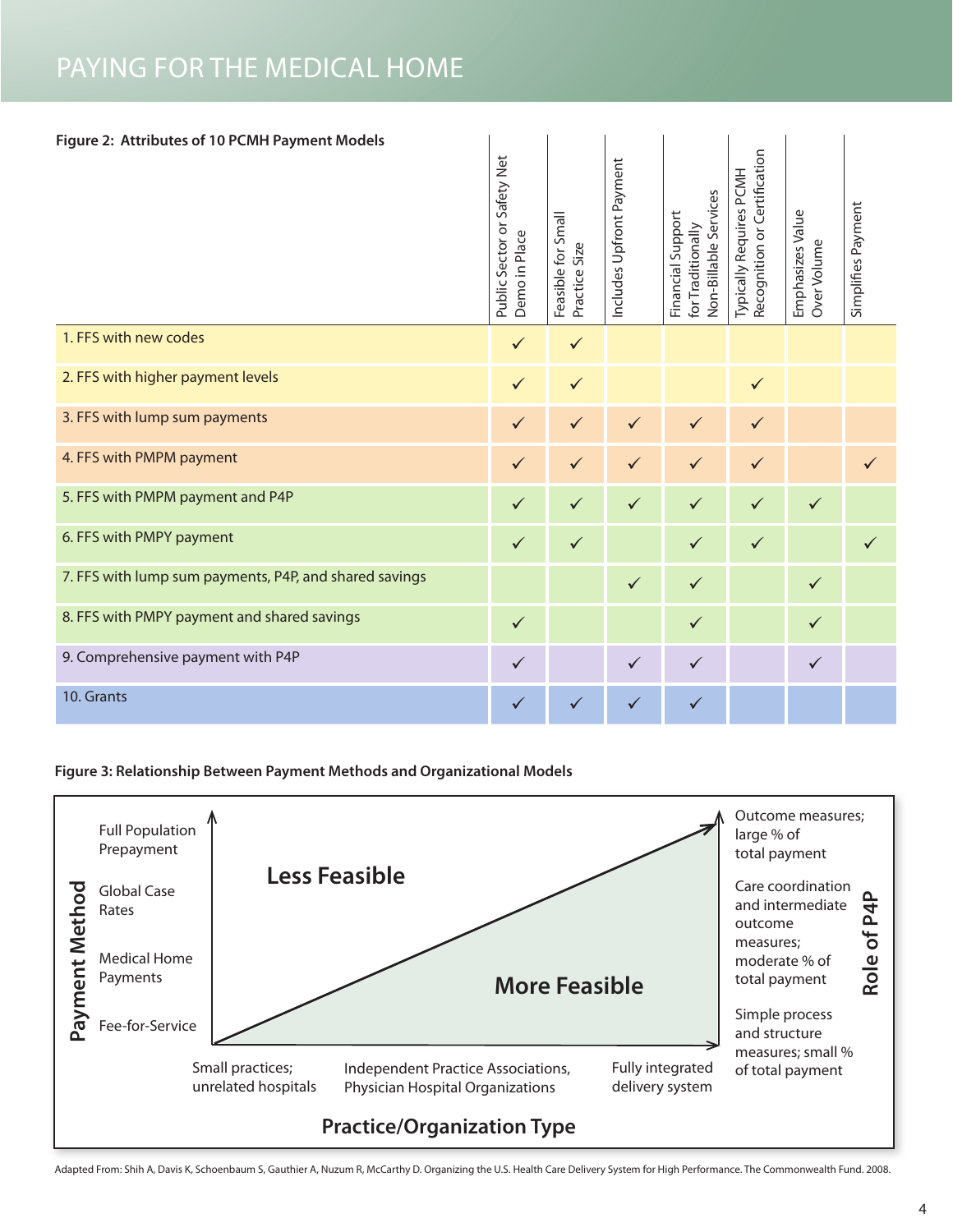**Figure 2: Attributes of 10 PCMH Payment Models**

| | Public Sector or Safety Net Demo in Place | Feasible for Small Practice Size | Includes Upfront Payment | Financial Support for Traditionally Non-Billable Services | Typically Requires PCMH Recognition or Certification | Emphasizes Value Over Volume | Simplifies Payment |
|---|---|---|---|---|---|---|---|
| 1. FFS with new codes | ✓ | ✓ | | | | | |
| 2. FFS with higher payment levels | ✓ | ✓ | | | ✓ | | |
| 3. FFS with lump sum payments | ✓ | ✓ | ✓ | ✓ | ✓ | | |
| 4. FFS with PMPM payment | ✓ | ✓ | ✓ | ✓ | ✓ | | ✓ |
| 5. FFS with PMPM payment and P4P | ✓ | ✓ | ✓ | ✓ | ✓ | ✓ | |
| 6. FFS with PMPY payment | ✓ | ✓ | | ✓ | ✓ | | ✓ |
| 7. FFS with lump sum payments, P4P, and shared savings | | | ✓ | ✓ | | ✓ | |
| 8. FFS with PMPY payment and shared savings | ✓ | | | ✓ | | ✓ | |
| 9. Comprehensive payment with P4P | ✓ | | ✓ | ✓ | | ✓ | |
| 10. Grants | ✓ | ✓ | ✓ | ✓ | | | |

**Figure 3: Relationship Between Payment Methods and Organizational Models**

Payment Method (vertical axis, bottom to top): Fee-for-Service; Medical Home Payments; Global Case Rates; Full Population Prepayment

Practice/Organization Type (horizontal axis, left to right): Small practices; unrelated hospitals; Independent Practice Associations, Physician Hospital Organizations; Fully integrated delivery system

Role of P4P (bottom to top): Simple process and structure measures; small % of total payment; Care coordination and intermediate outcome measures; moderate % of total payment; Outcome measures; large % of total payment

Less Feasible

More Feasible

Adapted From: Shih A, Davis K, Schoenbaum S, Gauthier A, Nuzum R, McCarthy D. Organizing the U.S. Health Care Delivery System for High Performance. The Commonwealth Fund. 2008.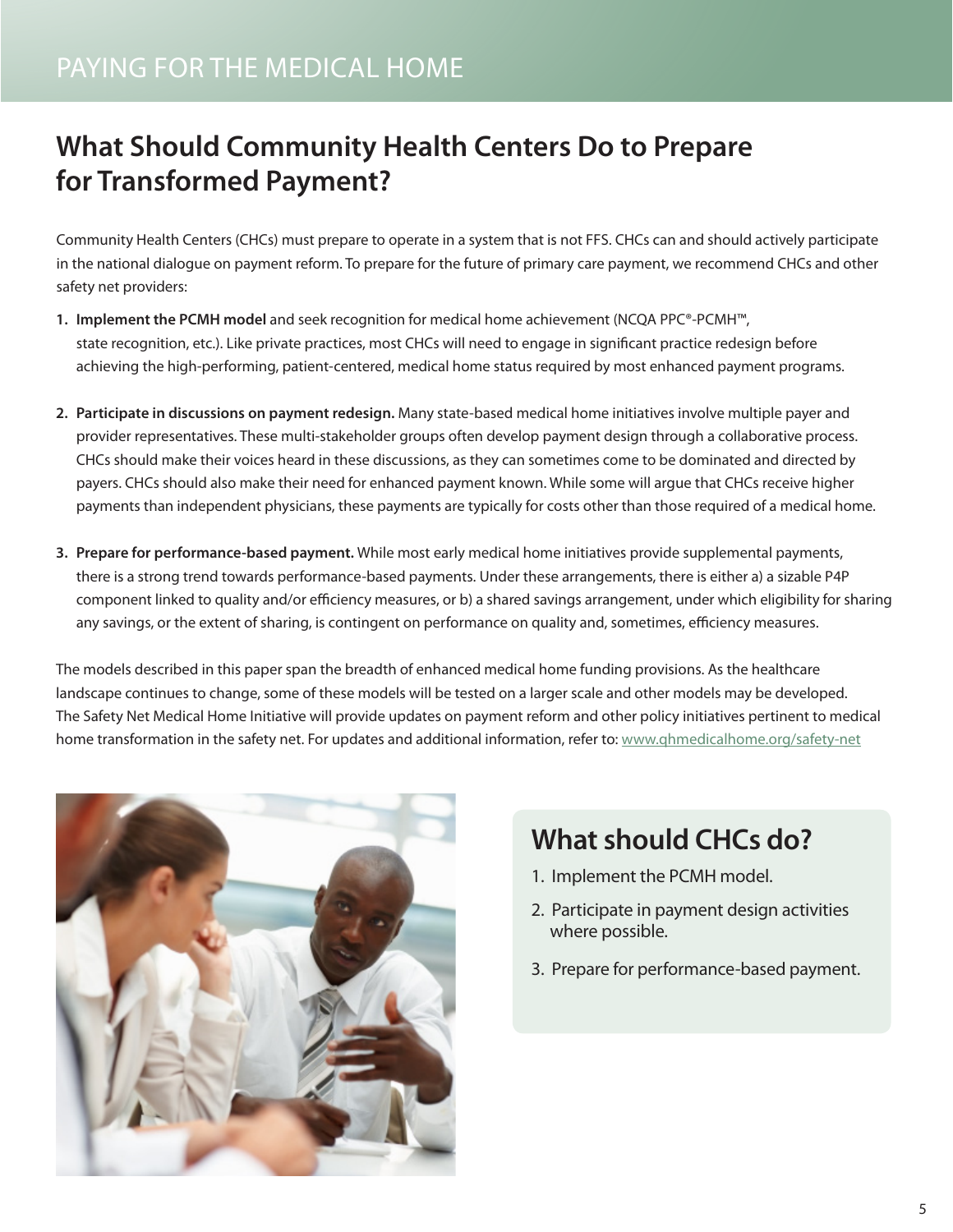## What Should Community Health Centers Do to Prepare for Transformed Payment?

Community Health Centers (CHCs) must prepare to operate in a system that is not FFS. CHCs can and should actively participate in the national dialogue on payment reform. To prepare for the future of primary care payment, we recommend CHCs and other safety net providers:

1. **Implement the PCMH model** and seek recognition for medical home achievement (NCQA PPC®-PCMH™, state recognition, etc.). Like private practices, most CHCs will need to engage in significant practice redesign before achieving the high-performing, patient-centered, medical home status required by most enhanced payment programs.

2. **Participate in discussions on payment redesign.** Many state-based medical home initiatives involve multiple payer and provider representatives. These multi-stakeholder groups often develop payment design through a collaborative process. CHCs should make their voices heard in these discussions, as they can sometimes come to be dominated and directed by payers. CHCs should also make their need for enhanced payment known. While some will argue that CHCs receive higher payments than independent physicians, these payments are typically for costs other than those required of a medical home.

3. **Prepare for performance-based payment.** While most early medical home initiatives provide supplemental payments, there is a strong trend towards performance-based payments. Under these arrangements, there is either a) a sizable P4P component linked to quality and/or efficiency measures, or b) a shared savings arrangement, under which eligibility for sharing any savings, or the extent of sharing, is contingent on performance on quality and, sometimes, efficiency measures.

The models described in this paper span the breadth of enhanced medical home funding provisions. As the healthcare landscape continues to change, some of these models will be tested on a larger scale and other models may be developed. The Safety Net Medical Home Initiative will provide updates on payment reform and other policy initiatives pertinent to medical home transformation in the safety net. For updates and additional information, refer to: www.qhmedicalhome.org/safety-net

### What should CHCs do?

1. Implement the PCMH model.
2. Participate in payment design activities where possible.
3. Prepare for performance-based payment.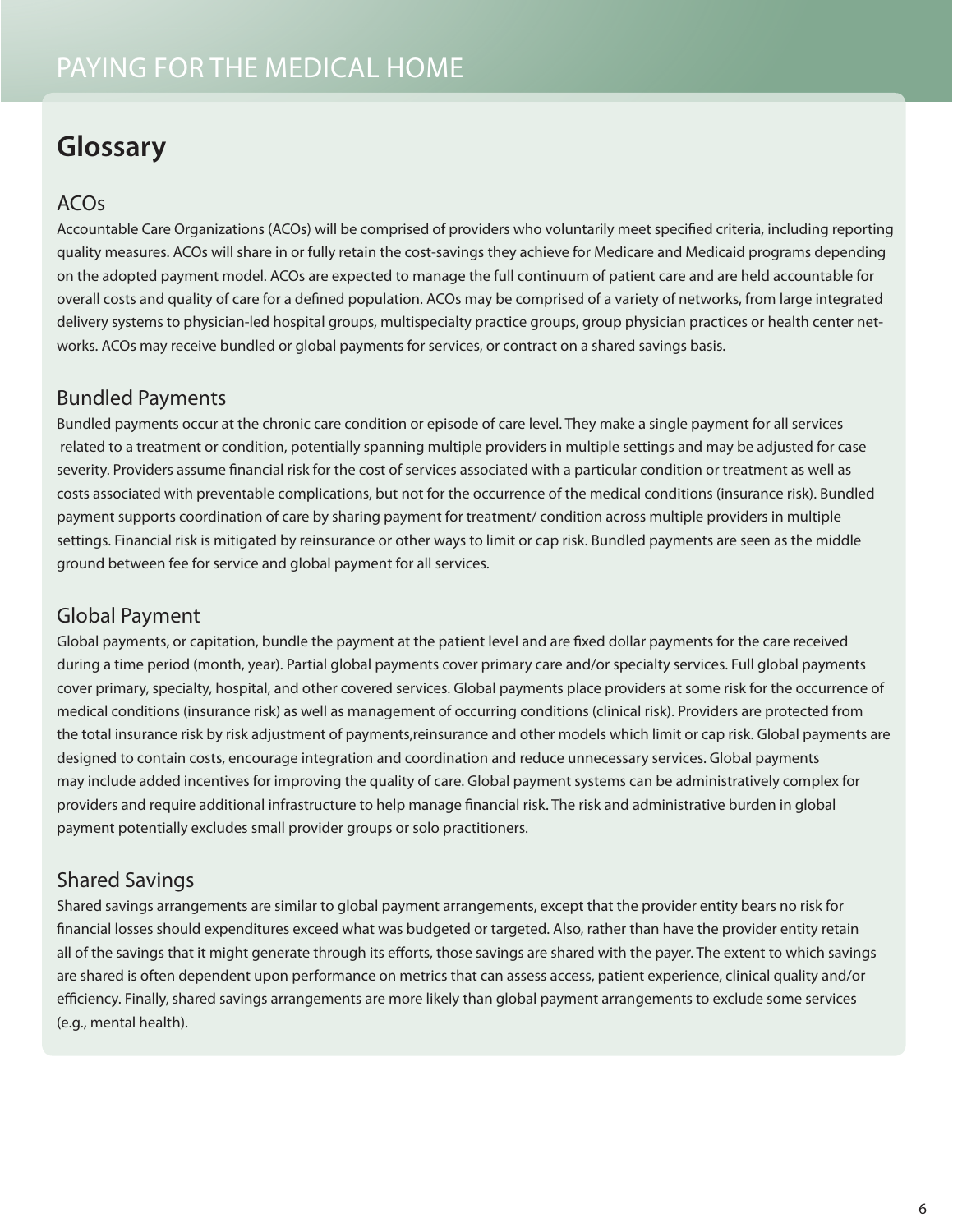## Glossary

### ACOs

Accountable Care Organizations (ACOs) will be comprised of providers who voluntarily meet specified criteria, including reporting quality measures. ACOs will share in or fully retain the cost-savings they achieve for Medicare and Medicaid programs depending on the adopted payment model. ACOs are expected to manage the full continuum of patient care and are held accountable for overall costs and quality of care for a defined population. ACOs may be comprised of a variety of networks, from large integrated delivery systems to physician-led hospital groups, multispecialty practice groups, group physician practices or health center networks. ACOs may receive bundled or global payments for services, or contract on a shared savings basis.

### Bundled Payments

Bundled payments occur at the chronic care condition or episode of care level. They make a single payment for all services related to a treatment or condition, potentially spanning multiple providers in multiple settings and may be adjusted for case severity. Providers assume financial risk for the cost of services associated with a particular condition or treatment as well as costs associated with preventable complications, but not for the occurrence of the medical conditions (insurance risk). Bundled payment supports coordination of care by sharing payment for treatment/ condition across multiple providers in multiple settings. Financial risk is mitigated by reinsurance or other ways to limit or cap risk. Bundled payments are seen as the middle ground between fee for service and global payment for all services.

### Global Payment

Global payments, or capitation, bundle the payment at the patient level and are fixed dollar payments for the care received during a time period (month, year). Partial global payments cover primary care and/or specialty services. Full global payments cover primary, specialty, hospital, and other covered services. Global payments place providers at some risk for the occurrence of medical conditions (insurance risk) as well as management of occurring conditions (clinical risk). Providers are protected from the total insurance risk by risk adjustment of payments,reinsurance and other models which limit or cap risk. Global payments are designed to contain costs, encourage integration and coordination and reduce unnecessary services. Global payments may include added incentives for improving the quality of care. Global payment systems can be administratively complex for providers and require additional infrastructure to help manage financial risk. The risk and administrative burden in global payment potentially excludes small provider groups or solo practitioners.

### Shared Savings

Shared savings arrangements are similar to global payment arrangements, except that the provider entity bears no risk for financial losses should expenditures exceed what was budgeted or targeted. Also, rather than have the provider entity retain all of the savings that it might generate through its efforts, those savings are shared with the payer. The extent to which savings are shared is often dependent upon performance on metrics that can assess access, patient experience, clinical quality and/or efficiency. Finally, shared savings arrangements are more likely than global payment arrangements to exclude some services (e.g., mental health).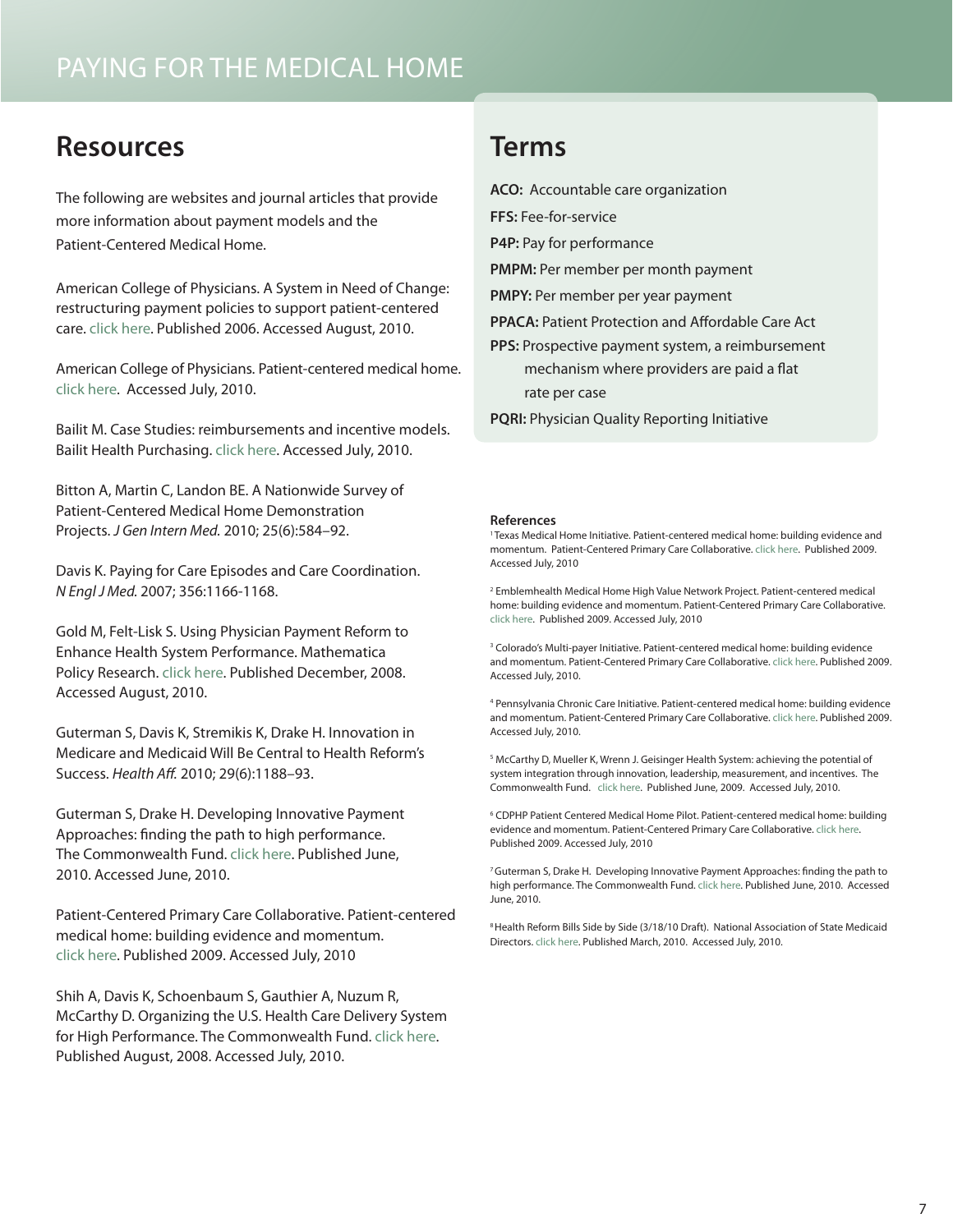## Resources

The following are websites and journal articles that provide more information about payment models and the Patient-Centered Medical Home.

American College of Physicians. A System in Need of Change: restructuring payment policies to support patient-centered care. click here. Published 2006. Accessed August, 2010.

American College of Physicians. Patient-centered medical home. click here. Accessed July, 2010.

Bailit M. Case Studies: reimbursements and incentive models. Bailit Health Purchasing. click here. Accessed July, 2010.

Bitton A, Martin C, Landon BE. A Nationwide Survey of Patient-Centered Medical Home Demonstration Projects. *J Gen Intern Med.* 2010; 25(6):584–92.

Davis K. Paying for Care Episodes and Care Coordination. *N Engl J Med.* 2007; 356:1166-1168.

Gold M, Felt-Lisk S. Using Physician Payment Reform to Enhance Health System Performance. Mathematica Policy Research. click here. Published December, 2008. Accessed August, 2010.

Guterman S, Davis K, Stremikis K, Drake H. Innovation in Medicare and Medicaid Will Be Central to Health Reform's Success. *Health Aff.* 2010; 29(6):1188–93.

Guterman S, Drake H. Developing Innovative Payment Approaches: finding the path to high performance. The Commonwealth Fund. click here. Published June, 2010. Accessed June, 2010.

Patient-Centered Primary Care Collaborative. Patient-centered medical home: building evidence and momentum. click here. Published 2009. Accessed July, 2010

Shih A, Davis K, Schoenbaum S, Gauthier A, Nuzum R, McCarthy D. Organizing the U.S. Health Care Delivery System for High Performance. The Commonwealth Fund. click here. Published August, 2008. Accessed July, 2010.

## Terms

**ACO:** Accountable care organization

**FFS:** Fee-for-service

**P4P:** Pay for performance

**PMPM:** Per member per month payment

**PMPY:** Per member per year payment

**PPACA:** Patient Protection and Affordable Care Act

**PPS:** Prospective payment system, a reimbursement mechanism where providers are paid a flat rate per case

**PQRI:** Physician Quality Reporting Initiative

**References**

[1] Texas Medical Home Initiative. Patient-centered medical home: building evidence and momentum. Patient-Centered Primary Care Collaborative. click here. Published 2009. Accessed July, 2010

[2] Emblemhealth Medical Home High Value Network Project. Patient-centered medical home: building evidence and momentum. Patient-Centered Primary Care Collaborative. click here. Published 2009. Accessed July, 2010

[3] Colorado's Multi-payer Initiative. Patient-centered medical home: building evidence and momentum. Patient-Centered Primary Care Collaborative. click here. Published 2009. Accessed July, 2010.

[4] Pennsylvania Chronic Care Initiative. Patient-centered medical home: building evidence and momentum. Patient-Centered Primary Care Collaborative. click here. Published 2009. Accessed July, 2010.

[5] McCarthy D, Mueller K, Wrenn J. Geisinger Health System: achieving the potential of system integration through innovation, leadership, measurement, and incentives. The Commonwealth Fund. click here. Published June, 2009. Accessed July, 2010.

[6] CDPHP Patient Centered Medical Home Pilot. Patient-centered medical home: building evidence and momentum. Patient-Centered Primary Care Collaborative. click here. Published 2009. Accessed July, 2010

[7] Guterman S, Drake H. Developing Innovative Payment Approaches: finding the path to high performance. The Commonwealth Fund. click here. Published June, 2010. Accessed June, 2010.

[8] Health Reform Bills Side by Side (3/18/10 Draft). National Association of State Medicaid Directors. click here. Published March, 2010. Accessed July, 2010.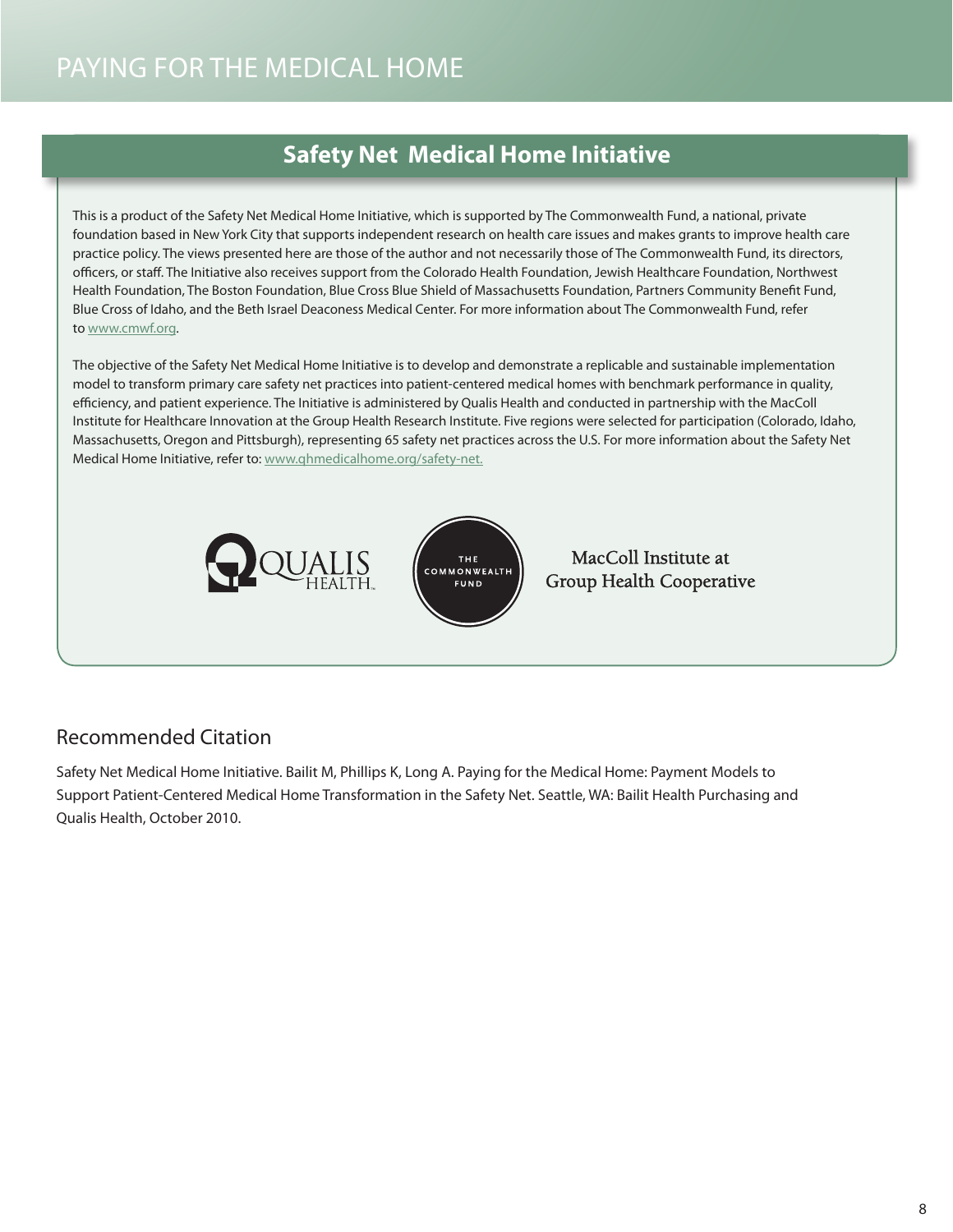## Safety Net Medical Home Initiative

This is a product of the Safety Net Medical Home Initiative, which is supported by The Commonwealth Fund, a national, private foundation based in New York City that supports independent research on health care issues and makes grants to improve health care practice policy. The views presented here are those of the author and not necessarily those of The Commonwealth Fund, its directors, officers, or staff. The Initiative also receives support from the Colorado Health Foundation, Jewish Healthcare Foundation, Northwest Health Foundation, The Boston Foundation, Blue Cross Blue Shield of Massachusetts Foundation, Partners Community Benefit Fund, Blue Cross of Idaho, and the Beth Israel Deaconess Medical Center. For more information about The Commonwealth Fund, refer to www.cmwf.org.

The objective of the Safety Net Medical Home Initiative is to develop and demonstrate a replicable and sustainable implementation model to transform primary care safety net practices into patient-centered medical homes with benchmark performance in quality, efficiency, and patient experience. The Initiative is administered by Qualis Health and conducted in partnership with the MacColl Institute for Healthcare Innovation at the Group Health Research Institute. Five regions were selected for participation (Colorado, Idaho, Massachusetts, Oregon and Pittsburgh), representing 65 safety net practices across the U.S. For more information about the Safety Net Medical Home Initiative, refer to: www.qhmedicalhome.org/safety-net.

QUALIS HEALTH

THE COMMONWEALTH FUND

MacColl Institute at Group Health Cooperative

## Recommended Citation

Safety Net Medical Home Initiative. Bailit M, Phillips K, Long A. Paying for the Medical Home: Payment Models to Support Patient-Centered Medical Home Transformation in the Safety Net. Seattle, WA: Bailit Health Purchasing and Qualis Health, October 2010.